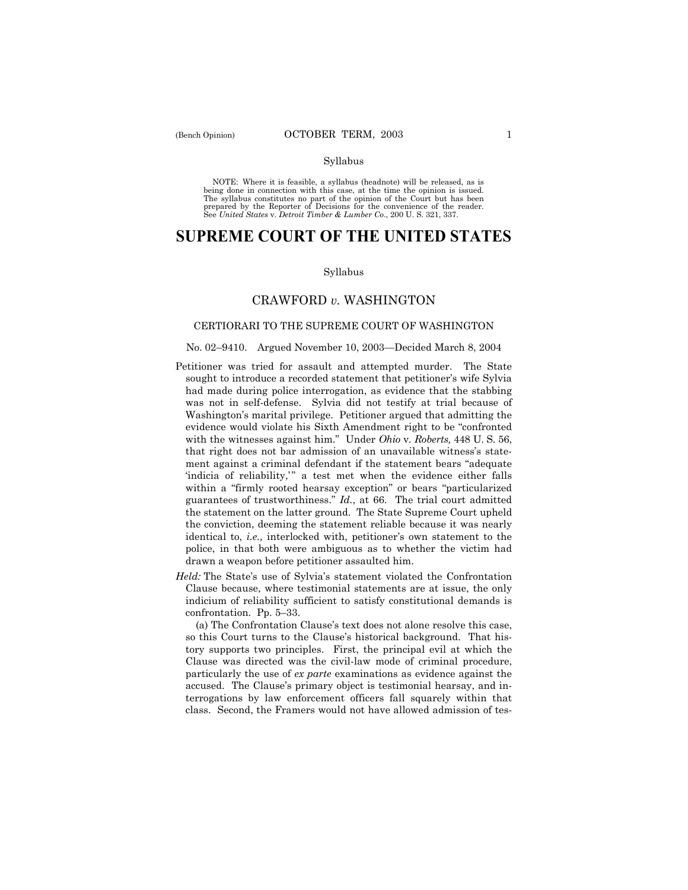Syllabus

NOTE: Where it is feasible, a syllabus (headnote) will be released, as is being done in connection with this case, at the time the opinion is issued. The syllabus constitutes no part of the opinion of the Court but has been prepared by the Reporter of Decisions for the convenience of the reader. See *United States* v. *Detroit Timber & Lumber Co.*, 200 U. S. 321, 337.

# SUPREME COURT OF THE UNITED STATES

Syllabus

## CRAWFORD *v.* WASHINGTON

### CERTIORARI TO THE SUPREME COURT OF WASHINGTON

No. 02–9410. Argued November 10, 2003—Decided March 8, 2004

Petitioner was tried for assault and attempted murder. The State sought to introduce a recorded statement that petitioner's wife Sylvia had made during police interrogation, as evidence that the stabbing was not in self-defense. Sylvia did not testify at trial because of Washington's marital privilege. Petitioner argued that admitting the evidence would violate his Sixth Amendment right to be "confronted with the witnesses against him." Under *Ohio* v. *Roberts,* 448 U. S. 56, that right does not bar admission of an unavailable witness's statement against a criminal defendant if the statement bears "adequate 'indicia of reliability,'" a test met when the evidence either falls within a "firmly rooted hearsay exception" or bears "particularized guarantees of trustworthiness." *Id.*, at 66. The trial court admitted the statement on the latter ground. The State Supreme Court upheld the conviction, deeming the statement reliable because it was nearly identical to, *i.e.,* interlocked with, petitioner's own statement to the police, in that both were ambiguous as to whether the victim had drawn a weapon before petitioner assaulted him.

*Held:* The State's use of Sylvia's statement violated the Confrontation Clause because, where testimonial statements are at issue, the only indicium of reliability sufficient to satisfy constitutional demands is confrontation. Pp. 5–33.

(a) The Confrontation Clause's text does not alone resolve this case, so this Court turns to the Clause's historical background. That history supports two principles. First, the principal evil at which the Clause was directed was the civil-law mode of criminal procedure, particularly the use of *ex parte* examinations as evidence against the accused. The Clause's primary object is testimonial hearsay, and interrogations by law enforcement officers fall squarely within that class. Second, the Framers would not have allowed admission of tes-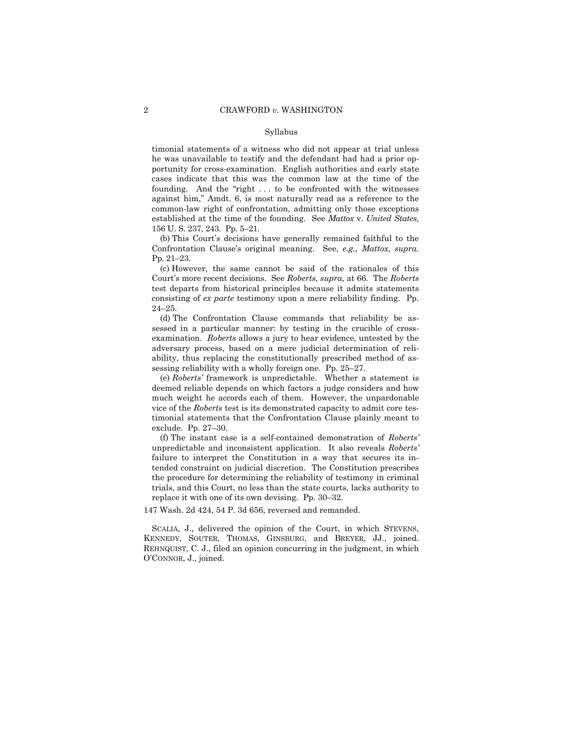timonial statements of a witness who did not appear at trial unless he was unavailable to testify and the defendant had had a prior opportunity for cross-examination. English authorities and early state cases indicate that this was the common law at the time of the founding. And the "right . . . to be confronted with the witnesses against him," Amdt. 6, is most naturally read as a reference to the common-law right of confrontation, admitting only those exceptions established at the time of the founding. See *Mattox* v. *United States,* 156 U. S. 237, 243. Pp. 5–21.

(b) This Court's decisions have generally remained faithful to the Confrontation Clause's original meaning. See, *e.g., Mattox, supra.* Pp. 21–23.

(c) However, the same cannot be said of the rationales of this Court's more recent decisions. See *Roberts, supra,* at 66. The *Roberts* test departs from historical principles because it admits statements consisting of *ex parte* testimony upon a mere reliability finding. Pp. 24–25.

(d) The Confrontation Clause commands that reliability be assessed in a particular manner: by testing in the crucible of cross-examination. *Roberts* allows a jury to hear evidence, untested by the adversary process, based on a mere judicial determination of reliability, thus replacing the constitutionally prescribed method of assessing reliability with a wholly foreign one. Pp. 25–27.

(e) *Roberts'* framework is unpredictable. Whether a statement is deemed reliable depends on which factors a judge considers and how much weight he accords each of them. However, the unpardonable vice of the *Roberts* test is its demonstrated capacity to admit core testimonial statements that the Confrontation Clause plainly meant to exclude. Pp. 27–30.

(f) The instant case is a self-contained demonstration of *Roberts'* unpredictable and inconsistent application. It also reveals *Roberts'* failure to interpret the Constitution in a way that secures its intended constraint on judicial discretion. The Constitution prescribes the procedure for determining the reliability of testimony in criminal trials, and this Court, no less than the state courts, lacks authority to replace it with one of its own devising. Pp. 30–32.

147 Wash. 2d 424, 54 P. 3d 656, reversed and remanded.

SCALIA, J., delivered the opinion of the Court, in which STEVENS, KENNEDY, SOUTER, THOMAS, GINSBURG, and BREYER, JJ., joined. REHNQUIST, C. J., filed an opinion concurring in the judgment, in which O'CONNOR, J., joined.